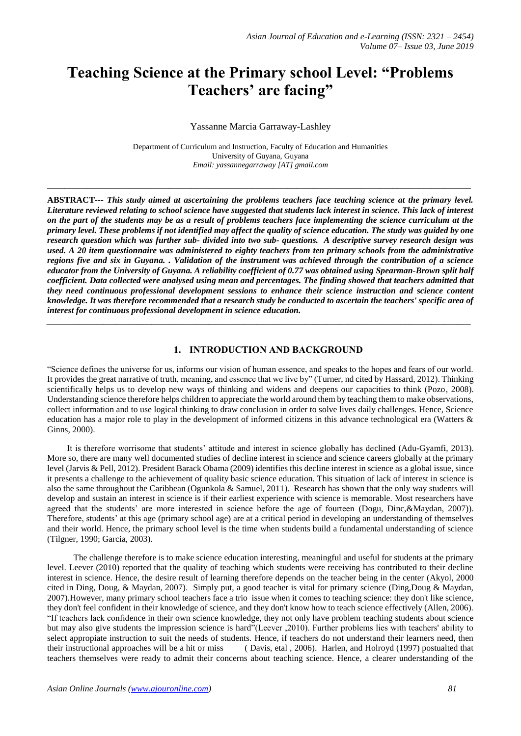# Teaching Science at the Primary school Level: "Problems Teachers' are facing"

Yassanne Marcia Garraway-Lashley

Department of Curriculum and Instruction, Faculty of Education and Humanities
University of Guyana, Guyana
*Email: yassannegarraway [AT] gmail.com*

---

**ABSTRACT---** ***This study aimed at ascertaining the problems teachers face teaching science at the primary level. Literature reviewed relating to school science have suggested that students lack interest in science. This lack of interest on the part of the students may be as a result of problems teachers face implementing the science curriculum at the primary level. These problems if not identified may affect the quality of science education. The study was guided by one research question which was further sub- divided into two sub- questions. A descriptive survey research design was used. A 20 item questionnaire was administered to eighty teachers from ten primary schools from the administrative regions five and six in Guyana. . Validation of the instrument was achieved through the contribution of a science educator from the University of Guyana. A reliability coefficient of 0.77 was obtained using Spearman-Brown split half coefficient. Data collected were analysed using mean and percentages. The finding showed that teachers admitted that they need continuous professional development sessions to enhance their science instruction and science content knowledge. It was therefore recommended that a research study be conducted to ascertain the teachers' specific area of interest for continuous professional development in science education.***

---

## 1. INTRODUCTION AND BACKGROUND

"Science defines the universe for us, informs our vision of human essence, and speaks to the hopes and fears of our world. It provides the great narrative of truth, meaning, and essence that we live by" (Turner, nd cited by Hassard, 2012). Thinking scientifically helps us to develop new ways of thinking and widens and deepens our capacities to think (Pozo, 2008). Understanding science therefore helps children to appreciate the world around them by teaching them to make observations, collect information and to use logical thinking to draw conclusion in order to solve lives daily challenges. Hence, Science education has a major role to play in the development of informed citizens in this advance technological era (Watters & Ginns, 2000).

It is therefore worrisome that students' attitude and interest in science globally has declined (Adu-Gyamfi, 2013). More so, there are many well documented studies of decline interest in science and science careers globally at the primary level (Jarvis & Pell, 2012). President Barack Obama (2009) identifies this decline interest in science as a global issue, since it presents a challenge to the achievement of quality basic science education. This situation of lack of interest in science is also the same throughout the Caribbean (Ogunkola & Samuel, 2011). Research has shown that the only way students will develop and sustain an interest in science is if their earliest experience with science is memorable. Most researchers have agreed that the students' are more interested in science before the age of fourteen (Dogu, Dinc,&Maydan, 2007)). Therefore, students' at this age (primary school age) are at a critical period in developing an understanding of themselves and their world. Hence, the primary school level is the time when students build a fundamental understanding of science (Tilgner, 1990; Garcia, 2003).

The challenge therefore is to make science education interesting, meaningful and useful for students at the primary level. Leever (2010) reported that the quality of teaching which students were receiving has contributed to their decline interest in science. Hence, the desire result of learning therefore depends on the teacher being in the center (Akyol, 2000 cited in Ding, Doug, & Maydan, 2007). Simply put, a good teacher is vital for primary science (Ding,Doug & Maydan, 2007).However, many primary school teachers face a trio issue when it comes to teaching science: they don't like science, they don't feel confident in their knowledge of science, and they don't know how to teach science effectively (Allen, 2006). "If teachers lack confidence in their own science knowledge, they not only have problem teaching students about science but may also give students the impression science is hard"(Leever ,2010). Further problems lies with teachers' ability to select appropiate instruction to suit the needs of students. Hence, if teachers do not understand their learners need, then their instructional approaches will be a hit or miss ( Davis, etal , 2006). Harlen, and Holroyd (1997) postualted that teachers themselves were ready to admit their concerns about teaching science. Hence, a clearer understanding of the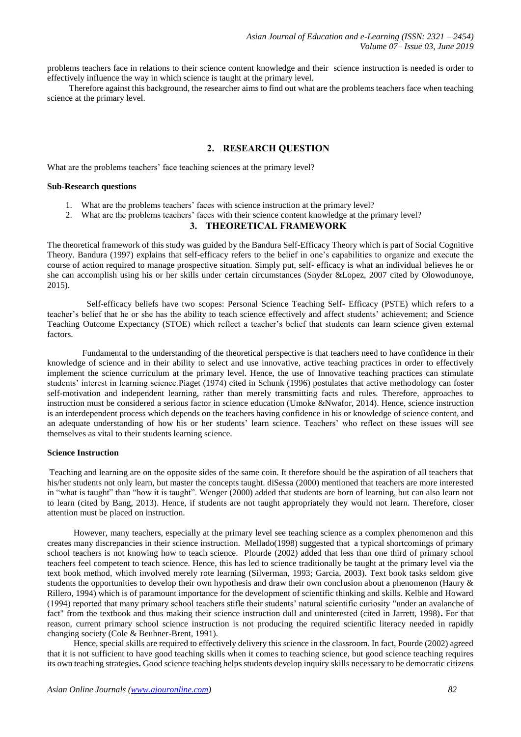problems teachers face in relations to their science content knowledge and their science instruction is needed is order to effectively influence the way in which science is taught at the primary level.

Therefore against this background, the researcher aims to find out what are the problems teachers face when teaching science at the primary level.

## 2. RESEARCH QUESTION

What are the problems teachers' face teaching sciences at the primary level?

**Sub-Research questions**

1. What are the problems teachers' faces with science instruction at the primary level?
2. What are the problems teachers' faces with their science content knowledge at the primary level?

## 3. THEORETICAL FRAMEWORK

The theoretical framework of this study was guided by the Bandura Self-Efficacy Theory which is part of Social Cognitive Theory. Bandura (1997) explains that self-efficacy refers to the belief in one's capabilities to organize and execute the course of action required to manage prospective situation. Simply put, self- efficacy is what an individual believes he or she can accomplish using his or her skills under certain circumstances (Snyder &Lopez, 2007 cited by Olowodunoye, 2015).

Self-efficacy beliefs have two scopes: Personal Science Teaching Self- Efficacy (PSTE) which refers to a teacher's belief that he or she has the ability to teach science effectively and affect students' achievement; and Science Teaching Outcome Expectancy (STOE) which reflect a teacher's belief that students can learn science given external factors.

Fundamental to the understanding of the theoretical perspective is that teachers need to have confidence in their knowledge of science and in their ability to select and use innovative, active teaching practices in order to effectively implement the science curriculum at the primary level. Hence, the use of Innovative teaching practices can stimulate students' interest in learning science.Piaget (1974) cited in Schunk (1996) postulates that active methodology can foster self-motivation and independent learning, rather than merely transmitting facts and rules. Therefore, approaches to instruction must be considered a serious factor in science education (Umoke &Nwafor, 2014). Hence, science instruction is an interdependent process which depends on the teachers having confidence in his or knowledge of science content, and an adequate understanding of how his or her students' learn science. Teachers' who reflect on these issues will see themselves as vital to their students learning science.

**Science Instruction**

Teaching and learning are on the opposite sides of the same coin. It therefore should be the aspiration of all teachers that his/her students not only learn, but master the concepts taught. diSessa (2000) mentioned that teachers are more interested in "what is taught" than "how it is taught". Wenger (2000) added that students are born of learning, but can also learn not to learn (cited by Bang, 2013). Hence, if students are not taught appropriately they would not learn. Therefore, closer attention must be placed on instruction.

However, many teachers, especially at the primary level see teaching science as a complex phenomenon and this creates many discrepancies in their science instruction. Mellado(1998) suggested that a typical shortcomings of primary school teachers is not knowing how to teach science. Plourde (2002) added that less than one third of primary school teachers feel competent to teach science. Hence, this has led to science traditionally be taught at the primary level via the text book method, which involved merely rote learning (Silverman, 1993; Garcia, 2003). Text book tasks seldom give students the opportunities to develop their own hypothesis and draw their own conclusion about a phenomenon (Haury & Rillero, 1994) which is of paramount importance for the development of scientific thinking and skills. Kelble and Howard (1994) reported that many primary school teachers stifle their students' natural scientific curiosity "under an avalanche of fact" from the textbook and thus making their science instruction dull and uninterested (cited in Jarrett, 1998)**.** For that reason, current primary school science instruction is not producing the required scientific literacy needed in rapidly changing society (Cole & Beuhner-Brent, 1991).

Hence, special skills are required to effectively delivery this science in the classroom. In fact, Pourde (2002) agreed that it is not sufficient to have good teaching skills when it comes to teaching science, but good science teaching requires its own teaching strategies**.** Good science teaching helps students develop inquiry skills necessary to be democratic citizens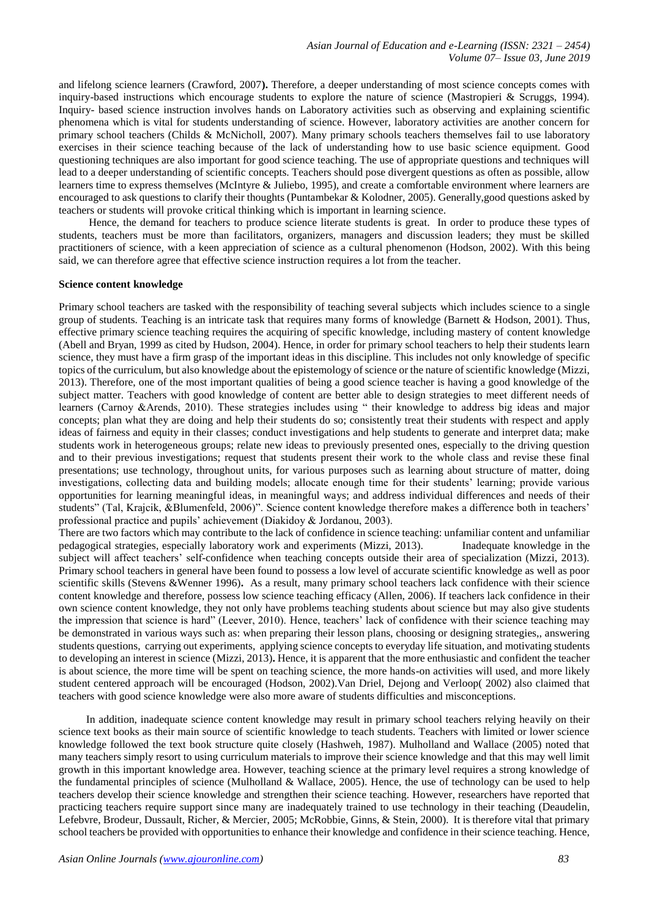and lifelong science learners (Crawford, 2007**).** Therefore, a deeper understanding of most science concepts comes with inquiry-based instructions which encourage students to explore the nature of science (Mastropieri & Scruggs, 1994). Inquiry- based science instruction involves hands on Laboratory activities such as observing and explaining scientific phenomena which is vital for students understanding of science. However, laboratory activities are another concern for primary school teachers (Childs & McNicholl, 2007). Many primary schools teachers themselves fail to use laboratory exercises in their science teaching because of the lack of understanding how to use basic science equipment. Good questioning techniques are also important for good science teaching. The use of appropriate questions and techniques will lead to a deeper understanding of scientific concepts. Teachers should pose divergent questions as often as possible, allow learners time to express themselves (McIntyre & Juliebo, 1995), and create a comfortable environment where learners are encouraged to ask questions to clarify their thoughts (Puntambekar & Kolodner, 2005). Generally,good questions asked by teachers or students will provoke critical thinking which is important in learning science.

Hence, the demand for teachers to produce science literate students is great. In order to produce these types of students, teachers must be more than facilitators, organizers, managers and discussion leaders; they must be skilled practitioners of science, with a keen appreciation of science as a cultural phenomenon (Hodson, 2002). With this being said, we can therefore agree that effective science instruction requires a lot from the teacher.

**Science content knowledge**

Primary school teachers are tasked with the responsibility of teaching several subjects which includes science to a single group of students. Teaching is an intricate task that requires many forms of knowledge (Barnett & Hodson, 2001). Thus, effective primary science teaching requires the acquiring of specific knowledge, including mastery of content knowledge (Abell and Bryan, 1999 as cited by Hudson, 2004). Hence, in order for primary school teachers to help their students learn science, they must have a firm grasp of the important ideas in this discipline. This includes not only knowledge of specific topics of the curriculum, but also knowledge about the epistemology of science or the nature of scientific knowledge (Mizzi, 2013). Therefore, one of the most important qualities of being a good science teacher is having a good knowledge of the subject matter. Teachers with good knowledge of content are better able to design strategies to meet different needs of learners (Carnoy &Arends, 2010). These strategies includes using " their knowledge to address big ideas and major concepts; plan what they are doing and help their students do so; consistently treat their students with respect and apply ideas of fairness and equity in their classes; conduct investigations and help students to generate and interpret data; make students work in heterogeneous groups; relate new ideas to previously presented ones, especially to the driving question and to their previous investigations; request that students present their work to the whole class and revise these final presentations; use technology, throughout units, for various purposes such as learning about structure of matter, doing investigations, collecting data and building models; allocate enough time for their students' learning; provide various opportunities for learning meaningful ideas, in meaningful ways; and address individual differences and needs of their students" (Tal, Krajcik, &Blumenfeld, 2006)". Science content knowledge therefore makes a difference both in teachers' professional practice and pupils' achievement (Diakidoy & Jordanou, 2003).

There are two factors which may contribute to the lack of confidence in science teaching: unfamiliar content and unfamiliar pedagogical strategies, especially laboratory work and experiments (Mizzi, 2013). Inadequate knowledge in the subject will affect teachers' self-confidence when teaching concepts outside their area of specialization (Mizzi, 2013). Primary school teachers in general have been found to possess a low level of accurate scientific knowledge as well as poor scientific skills (Stevens &Wenner 1996)**.** As a result, many primary school teachers lack confidence with their science content knowledge and therefore, possess low science teaching efficacy (Allen, 2006). If teachers lack confidence in their own science content knowledge, they not only have problems teaching students about science but may also give students the impression that science is hard" (Leever, 2010). Hence, teachers' lack of confidence with their science teaching may be demonstrated in various ways such as: when preparing their lesson plans, choosing or designing strategies,, answering students questions, carrying out experiments, applying science concepts to everyday life situation, and motivating students to developing an interest in science (Mizzi, 2013)**.** Hence, it is apparent that the more enthusiastic and confident the teacher is about science, the more time will be spent on teaching science, the more hands-on activities will used, and more likely student centered approach will be encouraged (Hodson, 2002).Van Driel, Dejong and Verloop( 2002) also claimed that teachers with good science knowledge were also more aware of students difficulties and misconceptions.

In addition, inadequate science content knowledge may result in primary school teachers relying heavily on their science text books as their main source of scientific knowledge to teach students. Teachers with limited or lower science knowledge followed the text book structure quite closely (Hashweh, 1987). Mulholland and Wallace (2005) noted that many teachers simply resort to using curriculum materials to improve their science knowledge and that this may well limit growth in this important knowledge area. However, teaching science at the primary level requires a strong knowledge of the fundamental principles of science (Mulholland & Wallace, 2005). Hence, the use of technology can be used to help teachers develop their science knowledge and strengthen their science teaching. However, researchers have reported that practicing teachers require support since many are inadequately trained to use technology in their teaching (Deaudelin, Lefebvre, Brodeur, Dussault, Richer, & Mercier, 2005; McRobbie, Ginns, & Stein, 2000). It is therefore vital that primary school teachers be provided with opportunities to enhance their knowledge and confidence in their science teaching. Hence,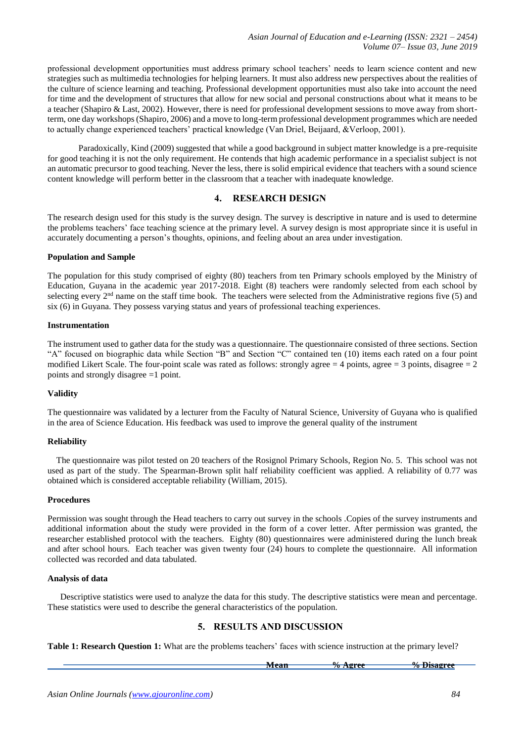professional development opportunities must address primary school teachers' needs to learn science content and new strategies such as multimedia technologies for helping learners. It must also address new perspectives about the realities of the culture of science learning and teaching. Professional development opportunities must also take into account the need for time and the development of structures that allow for new social and personal constructions about what it means to be a teacher (Shapiro & Last, 2002). However, there is need for professional development sessions to move away from short-term, one day workshops (Shapiro, 2006) and a move to long-term professional development programmes which are needed to actually change experienced teachers' practical knowledge (Van Driel, Beijaard, &Verloop, 2001).

Paradoxically, Kind (2009) suggested that while a good background in subject matter knowledge is a pre-requisite for good teaching it is not the only requirement. He contends that high academic performance in a specialist subject is not an automatic precursor to good teaching. Never the less, there is solid empirical evidence that teachers with a sound science content knowledge will perform better in the classroom that a teacher with inadequate knowledge.

## 4. RESEARCH DESIGN

The research design used for this study is the survey design. The survey is descriptive in nature and is used to determine the problems teachers' face teaching science at the primary level. A survey design is most appropriate since it is useful in accurately documenting a person's thoughts, opinions, and feeling about an area under investigation.

**Population and Sample**

The population for this study comprised of eighty (80) teachers from ten Primary schools employed by the Ministry of Education, Guyana in the academic year 2017-2018. Eight (8) teachers were randomly selected from each school by selecting every 2nd name on the staff time book. The teachers were selected from the Administrative regions five (5) and six (6) in Guyana. They possess varying status and years of professional teaching experiences.

**Instrumentation**

The instrument used to gather data for the study was a questionnaire. The questionnaire consisted of three sections. Section "A" focused on biographic data while Section "B" and Section "C" contained ten (10) items each rated on a four point modified Likert Scale. The four-point scale was rated as follows: strongly agree = 4 points, agree = 3 points, disagree = 2 points and strongly disagree =1 point.

**Validity**

The questionnaire was validated by a lecturer from the Faculty of Natural Science, University of Guyana who is qualified in the area of Science Education. His feedback was used to improve the general quality of the instrument

**Reliability**

The questionnaire was pilot tested on 20 teachers of the Rosignol Primary Schools, Region No. 5. This school was not used as part of the study. The Spearman-Brown split half reliability coefficient was applied. A reliability of 0.77 was obtained which is considered acceptable reliability (William, 2015).

**Procedures**

Permission was sought through the Head teachers to carry out survey in the schools .Copies of the survey instruments and additional information about the study were provided in the form of a cover letter. After permission was granted, the researcher established protocol with the teachers. Eighty (80) questionnaires were administered during the lunch break and after school hours. Each teacher was given twenty four (24) hours to complete the questionnaire. All information collected was recorded and data tabulated.

**Analysis of data**

Descriptive statistics were used to analyze the data for this study. The descriptive statistics were mean and percentage. These statistics were used to describe the general characteristics of the population.

## 5. RESULTS AND DISCUSSION

**Table 1: Research Question 1:** What are the problems teachers' faces with science instruction at the primary level?

| | Mean | % Agree | % Disagree |
|---|---|---|---|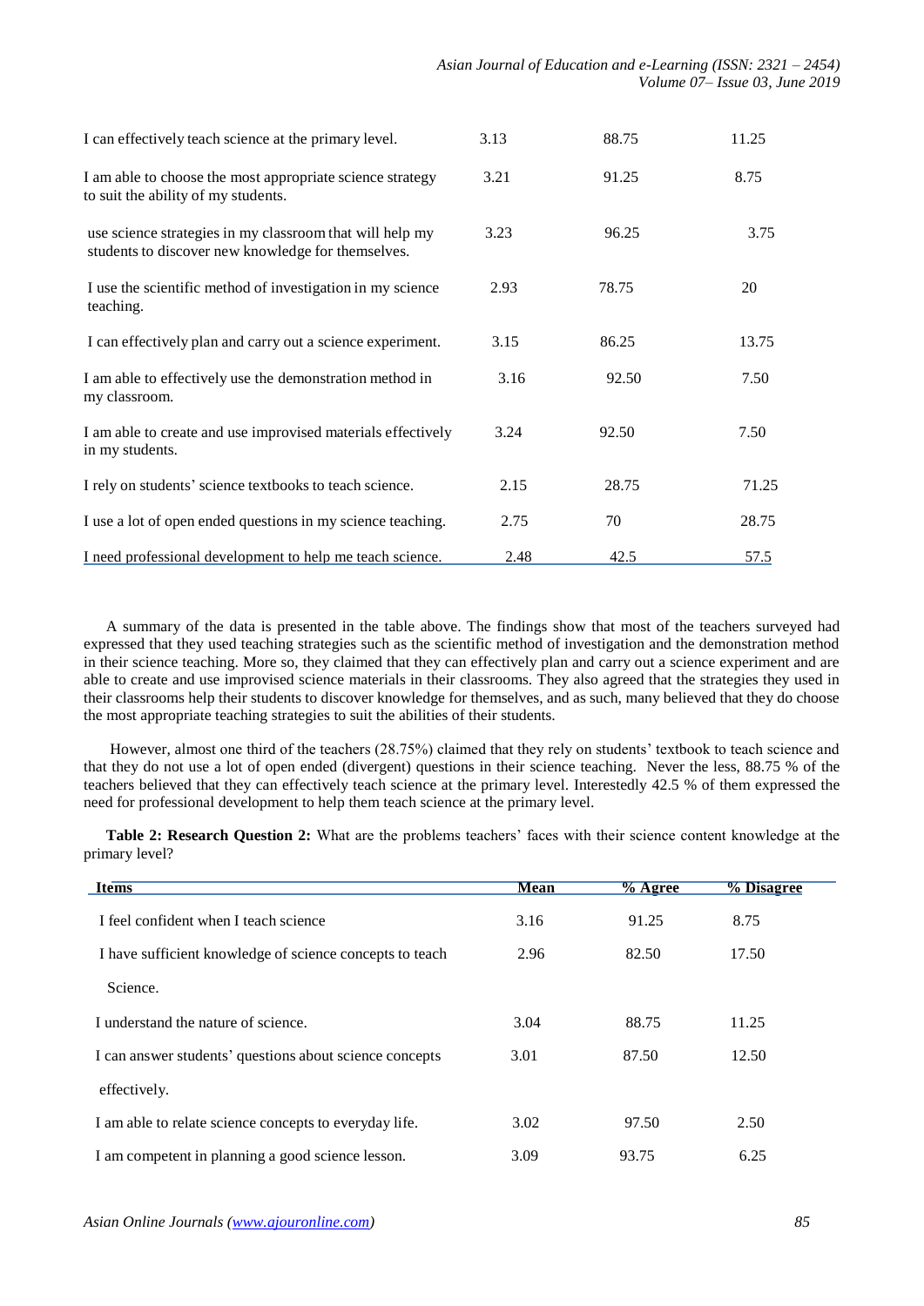| | | | |
|---|---|---|---|
| I can effectively teach science at the primary level. | 3.13 | 88.75 | 11.25 |
| I am able to choose the most appropriate science strategy to suit the ability of my students. | 3.21 | 91.25 | 8.75 |
| use science strategies in my classroom that will help my students to discover new knowledge for themselves. | 3.23 | 96.25 | 3.75 |
| I use the scientific method of investigation in my science teaching. | 2.93 | 78.75 | 20 |
| I can effectively plan and carry out a science experiment. | 3.15 | 86.25 | 13.75 |
| I am able to effectively use the demonstration method in my classroom. | 3.16 | 92.50 | 7.50 |
| I am able to create and use improvised materials effectively in my students. | 3.24 | 92.50 | 7.50 |
| I rely on students' science textbooks to teach science. | 2.15 | 28.75 | 71.25 |
| I use a lot of open ended questions in my science teaching. | 2.75 | 70 | 28.75 |
| I need professional development to help me teach science. | 2.48 | 42.5 | 57.5 |

A summary of the data is presented in the table above. The findings show that most of the teachers surveyed had expressed that they used teaching strategies such as the scientific method of investigation and the demonstration method in their science teaching. More so, they claimed that they can effectively plan and carry out a science experiment and are able to create and use improvised science materials in their classrooms. They also agreed that the strategies they used in their classrooms help their students to discover knowledge for themselves, and as such, many believed that they do choose the most appropriate teaching strategies to suit the abilities of their students.

However, almost one third of the teachers (28.75%) claimed that they rely on students' textbook to teach science and that they do not use a lot of open ended (divergent) questions in their science teaching. Never the less, 88.75 % of the teachers believed that they can effectively teach science at the primary level. Interestedly 42.5 % of them expressed the need for professional development to help them teach science at the primary level.

**Table 2: Research Question 2:** What are the problems teachers' faces with their science content knowledge at the primary level?

| Items | Mean | % Agree | % Disagree |
|---|---|---|---|
| I feel confident when I teach science | 3.16 | 91.25 | 8.75 |
| I have sufficient knowledge of science concepts to teach Science. | 2.96 | 82.50 | 17.50 |
| I understand the nature of science. | 3.04 | 88.75 | 11.25 |
| I can answer students' questions about science concepts effectively. | 3.01 | 87.50 | 12.50 |
| I am able to relate science concepts to everyday life. | 3.02 | 97.50 | 2.50 |
| I am competent in planning a good science lesson. | 3.09 | 93.75 | 6.25 |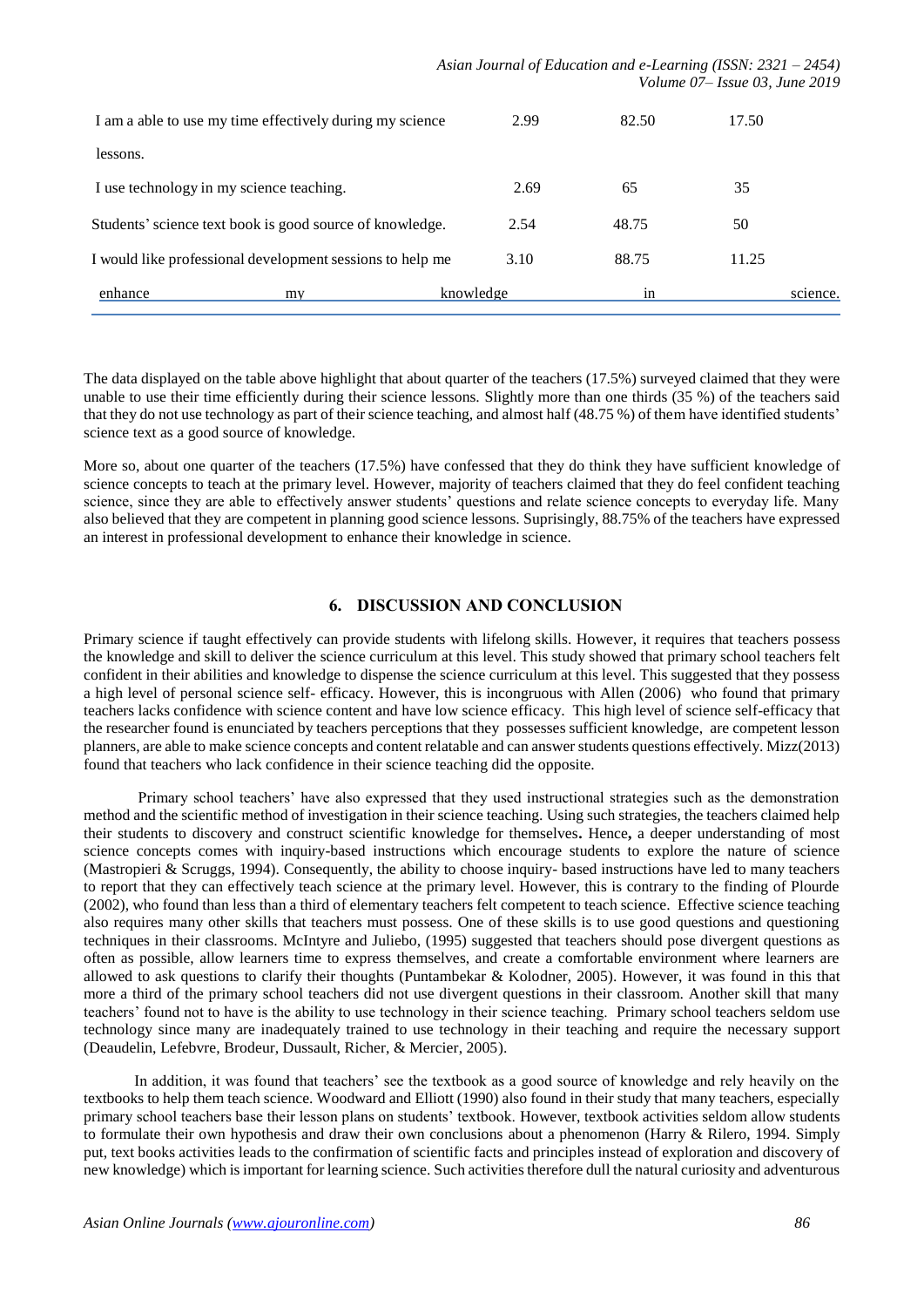| | | | |
|---|---|---|---|
| I am a able to use my time effectively during my science lessons. | 2.99 | 82.50 | 17.50 |
| I use technology in my science teaching. | 2.69 | 65 | 35 |
| Students' science text book is good source of knowledge. | 2.54 | 48.75 | 50 |
| I would like professional development sessions to help me enhance my knowledge in science. | 3.10 | 88.75 | 11.25 |

The data displayed on the table above highlight that about quarter of the teachers (17.5%) surveyed claimed that they were unable to use their time efficiently during their science lessons. Slightly more than one thirds (35 %) of the teachers said that they do not use technology as part of their science teaching, and almost half (48.75 %) of them have identified students' science text as a good source of knowledge.

More so, about one quarter of the teachers (17.5%) have confessed that they do think they have sufficient knowledge of science concepts to teach at the primary level. However, majority of teachers claimed that they do feel confident teaching science, since they are able to effectively answer students' questions and relate science concepts to everyday life. Many also believed that they are competent in planning good science lessons. Suprisingly, 88.75% of the teachers have expressed an interest in professional development to enhance their knowledge in science.

## 6. DISCUSSION AND CONCLUSION

Primary science if taught effectively can provide students with lifelong skills. However, it requires that teachers possess the knowledge and skill to deliver the science curriculum at this level. This study showed that primary school teachers felt confident in their abilities and knowledge to dispense the science curriculum at this level. This suggested that they possess a high level of personal science self- efficacy. However, this is incongruous with Allen (2006) who found that primary teachers lacks confidence with science content and have low science efficacy. This high level of science self-efficacy that the researcher found is enunciated by teachers perceptions that they possesses sufficient knowledge, are competent lesson planners, are able to make science concepts and content relatable and can answer students questions effectively. Mizz(2013) found that teachers who lack confidence in their science teaching did the opposite.

Primary school teachers' have also expressed that they used instructional strategies such as the demonstration method and the scientific method of investigation in their science teaching. Using such strategies, the teachers claimed help their students to discovery and construct scientific knowledge for themselves**.** Hence**,** a deeper understanding of most science concepts comes with inquiry-based instructions which encourage students to explore the nature of science (Mastropieri & Scruggs, 1994). Consequently, the ability to choose inquiry- based instructions have led to many teachers to report that they can effectively teach science at the primary level. However, this is contrary to the finding of Plourde (2002), who found than less than a third of elementary teachers felt competent to teach science. Effective science teaching also requires many other skills that teachers must possess. One of these skills is to use good questions and questioning techniques in their classrooms. McIntyre and Juliebo, (1995) suggested that teachers should pose divergent questions as often as possible, allow learners time to express themselves, and create a comfortable environment where learners are allowed to ask questions to clarify their thoughts (Puntambekar & Kolodner, 2005). However, it was found in this that more a third of the primary school teachers did not use divergent questions in their classroom. Another skill that many teachers' found not to have is the ability to use technology in their science teaching. Primary school teachers seldom use technology since many are inadequately trained to use technology in their teaching and require the necessary support (Deaudelin, Lefebvre, Brodeur, Dussault, Richer, & Mercier, 2005).

In addition, it was found that teachers' see the textbook as a good source of knowledge and rely heavily on the textbooks to help them teach science. Woodward and Elliott (1990) also found in their study that many teachers, especially primary school teachers base their lesson plans on students' textbook. However, textbook activities seldom allow students to formulate their own hypothesis and draw their own conclusions about a phenomenon (Harry & Rilero, 1994. Simply put, text books activities leads to the confirmation of scientific facts and principles instead of exploration and discovery of new knowledge) which is important for learning science. Such activities therefore dull the natural curiosity and adventurous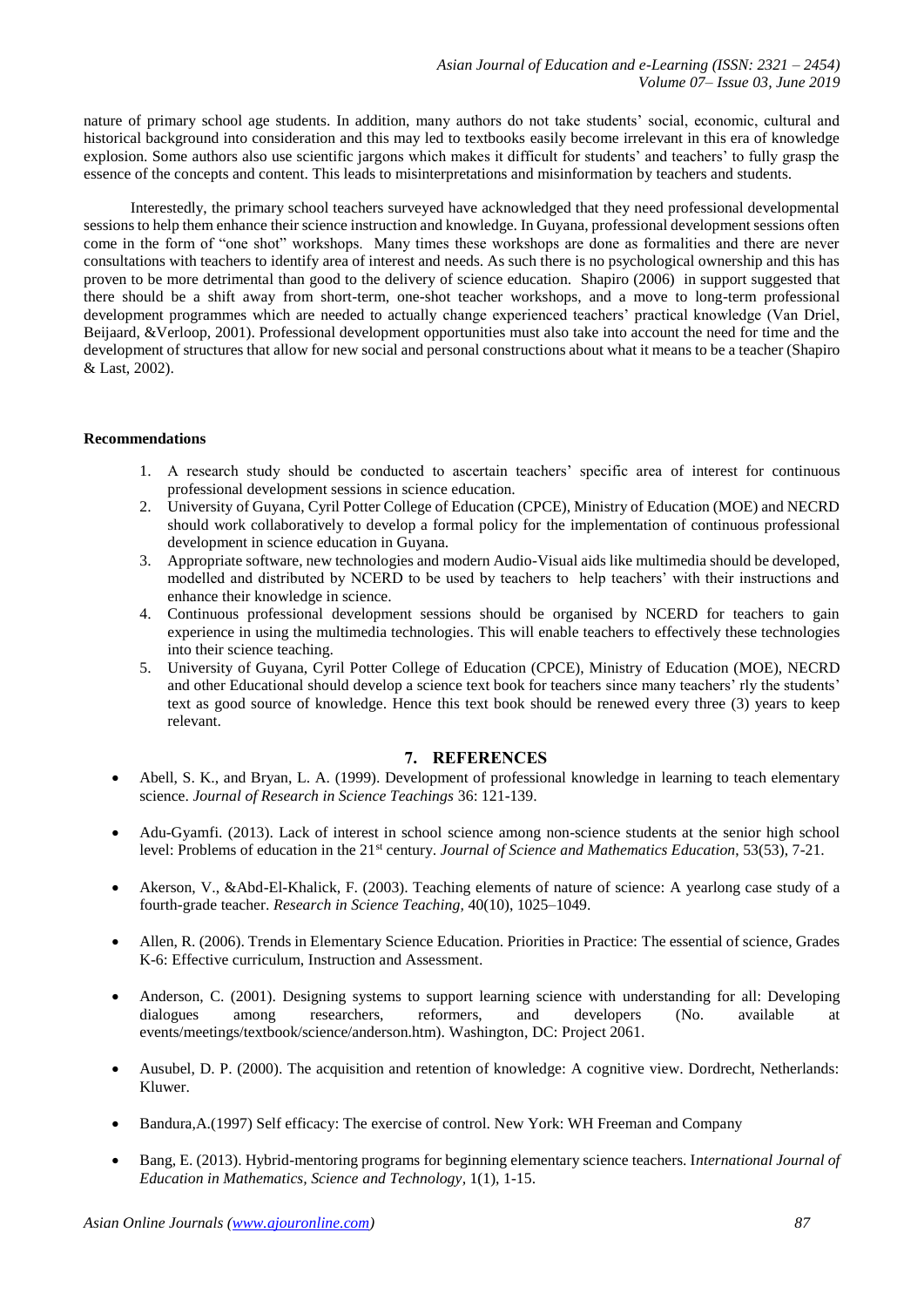nature of primary school age students. In addition, many authors do not take students' social, economic, cultural and historical background into consideration and this may led to textbooks easily become irrelevant in this era of knowledge explosion. Some authors also use scientific jargons which makes it difficult for students' and teachers' to fully grasp the essence of the concepts and content. This leads to misinterpretations and misinformation by teachers and students.

Interestedly, the primary school teachers surveyed have acknowledged that they need professional developmental sessions to help them enhance their science instruction and knowledge. In Guyana, professional development sessions often come in the form of "one shot" workshops. Many times these workshops are done as formalities and there are never consultations with teachers to identify area of interest and needs. As such there is no psychological ownership and this has proven to be more detrimental than good to the delivery of science education. Shapiro (2006) in support suggested that there should be a shift away from short-term, one-shot teacher workshops, and a move to long-term professional development programmes which are needed to actually change experienced teachers' practical knowledge (Van Driel, Beijaard, &Verloop, 2001). Professional development opportunities must also take into account the need for time and the development of structures that allow for new social and personal constructions about what it means to be a teacher (Shapiro & Last, 2002).

**Recommendations**

1. A research study should be conducted to ascertain teachers' specific area of interest for continuous professional development sessions in science education.
2. University of Guyana, Cyril Potter College of Education (CPCE), Ministry of Education (MOE) and NECRD should work collaboratively to develop a formal policy for the implementation of continuous professional development in science education in Guyana.
3. Appropriate software, new technologies and modern Audio-Visual aids like multimedia should be developed, modelled and distributed by NCERD to be used by teachers to help teachers' with their instructions and enhance their knowledge in science.
4. Continuous professional development sessions should be organised by NCERD for teachers to gain experience in using the multimedia technologies. This will enable teachers to effectively these technologies into their science teaching.
5. University of Guyana, Cyril Potter College of Education (CPCE), Ministry of Education (MOE), NECRD and other Educational should develop a science text book for teachers since many teachers' rly the students' text as good source of knowledge. Hence this text book should be renewed every three (3) years to keep relevant.

## 7. REFERENCES

- Abell, S. K., and Bryan, L. A. (1999). Development of professional knowledge in learning to teach elementary science. *Journal of Research in Science Teachings* 36: 121-139.
- Adu-Gyamfi. (2013). Lack of interest in school science among non-science students at the senior high school level: Problems of education in the 21st century. *Journal of Science and Mathematics Education*, 53(53), 7-21.
- Akerson, V., &Abd-El-Khalick, F. (2003). Teaching elements of nature of science: A yearlong case study of a fourth-grade teacher. *Research in Science Teaching*, 40(10), 1025–1049.
- Allen, R. (2006). Trends in Elementary Science Education. Priorities in Practice: The essential of science, Grades K-6: Effective curriculum, Instruction and Assessment.
- Anderson, C. (2001). Designing systems to support learning science with understanding for all: Developing dialogues among researchers, reformers, and developers (No. available at events/meetings/textbook/science/anderson.htm). Washington, DC: Project 2061.
- Ausubel, D. P. (2000). The acquisition and retention of knowledge: A cognitive view. Dordrecht, Netherlands: Kluwer.
- Bandura,A.(1997) Self efficacy: The exercise of control. New York: WH Freeman and Company
- Bang, E. (2013). Hybrid-mentoring programs for beginning elementary science teachers. I*nternational Journal of Education in Mathematics, Science and Technology*, 1(1), 1-15.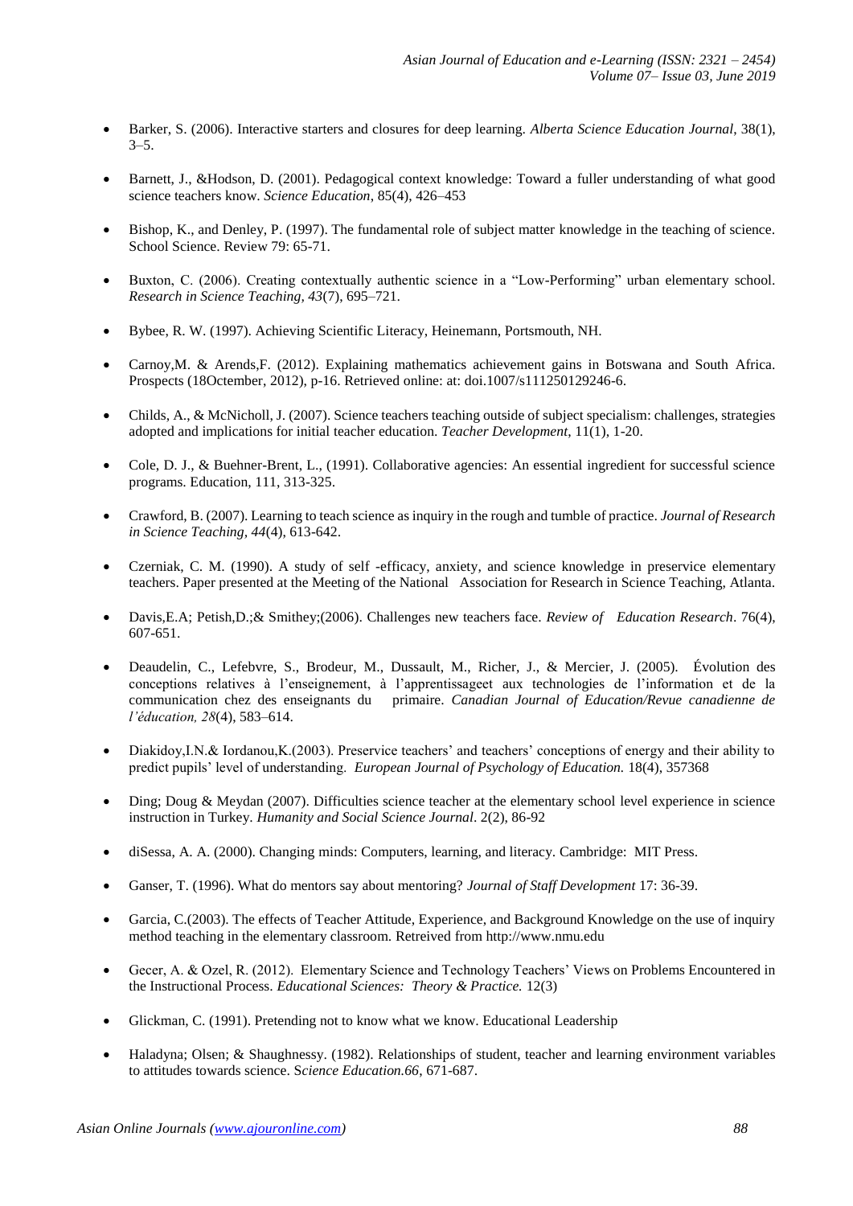- Barker, S. (2006). Interactive starters and closures for deep learning. *Alberta Science Education Journal*, 38(1), 3–5.
- Barnett, J., &Hodson, D. (2001). Pedagogical context knowledge: Toward a fuller understanding of what good science teachers know. *Science Education*, 85(4), 426–453
- Bishop, K., and Denley, P. (1997). The fundamental role of subject matter knowledge in the teaching of science. School Science. Review 79: 65-71.
- Buxton, C. (2006). Creating contextually authentic science in a "Low-Performing" urban elementary school. *Research in Science Teaching*, *43*(7), 695–721.
- Bybee, R. W. (1997). Achieving Scientific Literacy, Heinemann, Portsmouth, NH.
- Carnoy,M. & Arends,F. (2012). Explaining mathematics achievement gains in Botswana and South Africa. Prospects (18Octember, 2012), p-16. Retrieved online: at: doi.1007/s111250129246-6.
- Childs, A., & McNicholl, J. (2007). Science teachers teaching outside of subject specialism: challenges, strategies adopted and implications for initial teacher education. *Teacher Development*, 11(1), 1-20.
- Cole, D. J., & Buehner-Brent, L., (1991). Collaborative agencies: An essential ingredient for successful science programs. Education, 111, 313-325.
- Crawford, B. (2007). Learning to teach science as inquiry in the rough and tumble of practice. *Journal of Research in Science Teaching*, *44*(4), 613-642.
- Czerniak, C. M. (1990). A study of self -efficacy, anxiety, and science knowledge in preservice elementary teachers. Paper presented at the Meeting of the National Association for Research in Science Teaching, Atlanta.
- Davis,E.A; Petish,D.;& Smithey;(2006). Challenges new teachers face. *Review of Education Research*. 76(4), 607-651.
- Deaudelin, C., Lefebvre, S., Brodeur, M., Dussault, M., Richer, J., & Mercier, J. (2005). Évolution des conceptions relatives à l'enseignement, à l'apprentissageet aux technologies de l'information et de la communication chez des enseignants du primaire. *Canadian Journal of Education/Revue canadienne de l'éducation, 28*(4), 583–614.
- Diakidoy,I.N.& Iordanou,K.(2003). Preservice teachers' and teachers' conceptions of energy and their ability to predict pupils' level of understanding. *European Journal of Psychology of Education.* 18(4), 357368
- Ding; Doug & Meydan (2007). Difficulties science teacher at the elementary school level experience in science instruction in Turkey. *Humanity and Social Science Journal*. 2(2), 86-92
- diSessa, A. A. (2000). Changing minds: Computers, learning, and literacy. Cambridge: MIT Press.
- Ganser, T. (1996). What do mentors say about mentoring? *Journal of Staff Development* 17: 36-39.
- Garcia, C.(2003). The effects of Teacher Attitude, Experience, and Background Knowledge on the use of inquiry method teaching in the elementary classroom. Retreived from http://www.nmu.edu
- Gecer, A. & Ozel, R. (2012). Elementary Science and Technology Teachers' Views on Problems Encountered in the Instructional Process. *Educational Sciences: Theory & Practice.* 12(3)
- Glickman, C. (1991). Pretending not to know what we know. Educational Leadership
- Haladyna; Olsen; & Shaughnessy. (1982). Relationships of student, teacher and learning environment variables to attitudes towards science. *Science Education.66*, 671-687.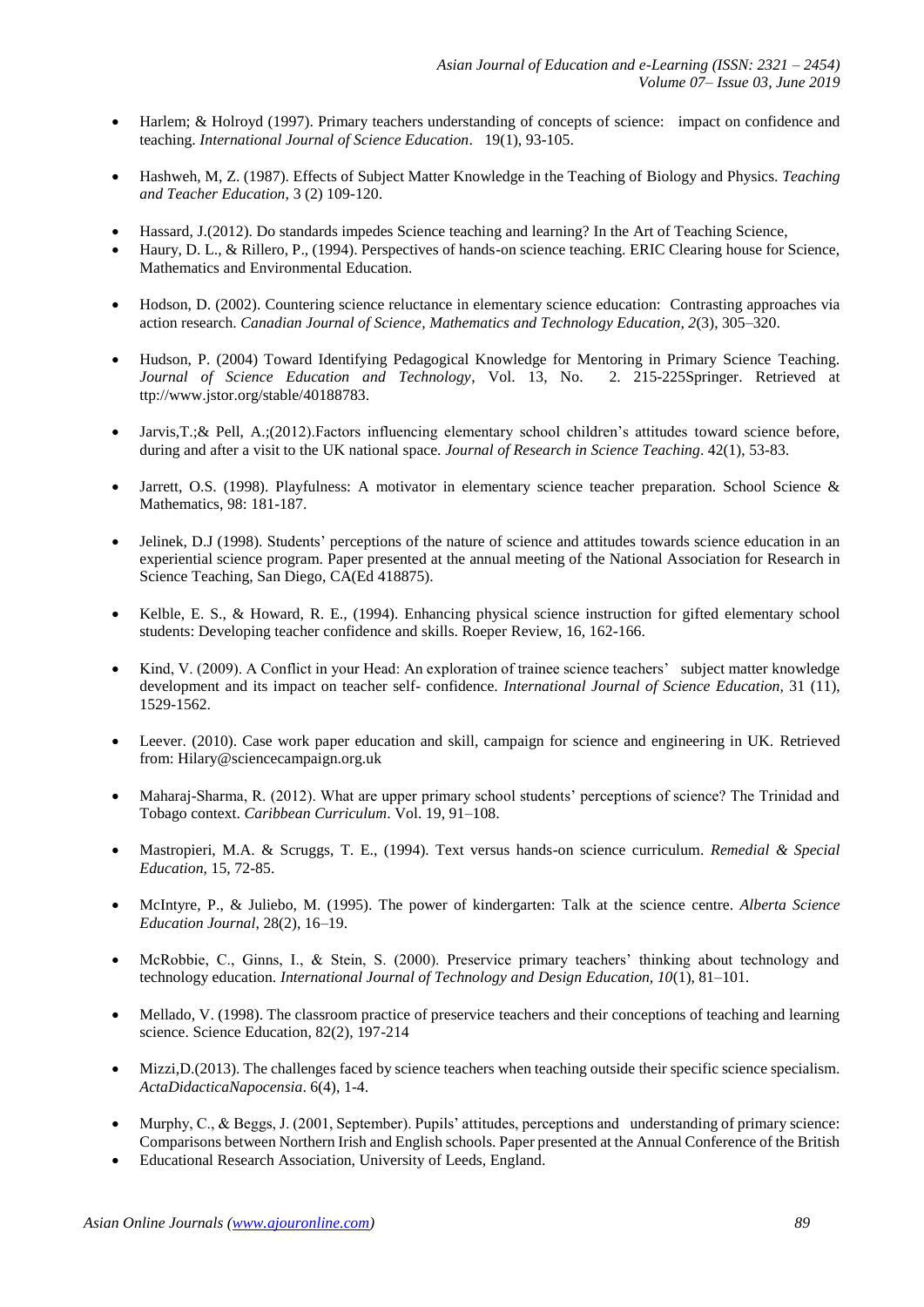- Harlem; & Holroyd (1997). Primary teachers understanding of concepts of science: impact on confidence and teaching. *International Journal of Science Education*. 19(1), 93-105.

- Hashweh, M, Z. (1987). Effects of Subject Matter Knowledge in the Teaching of Biology and Physics. *Teaching and Teacher Education,* 3 (2) 109-120.

- Hassard, J.(2012). Do standards impedes Science teaching and learning? In the Art of Teaching Science,
- Haury, D. L., & Rillero, P., (1994). Perspectives of hands-on science teaching. ERIC Clearing house for Science, Mathematics and Environmental Education.

- Hodson, D. (2002). Countering science reluctance in elementary science education: Contrasting approaches via action research. *Canadian Journal of Science, Mathematics and Technology Education, 2*(3), 305–320.

- Hudson, P. (2004) Toward Identifying Pedagogical Knowledge for Mentoring in Primary Science Teaching. *Journal of Science Education and Technology*, Vol. 13, No. 2. 215-225Springer. Retrieved at ttp://www.jstor.org/stable/40188783.

- Jarvis,T.;& Pell, A.;(2012).Factors influencing elementary school children's attitudes toward science before, during and after a visit to the UK national space. *Journal of Research in Science Teaching*. 42(1), 53-83.

- Jarrett, O.S. (1998). Playfulness: A motivator in elementary science teacher preparation. School Science & Mathematics, 98: 181-187.

- Jelinek, D.J (1998). Students' perceptions of the nature of science and attitudes towards science education in an experiential science program. Paper presented at the annual meeting of the National Association for Research in Science Teaching, San Diego, CA(Ed 418875).

- Kelble, E. S., & Howard, R. E., (1994). Enhancing physical science instruction for gifted elementary school students: Developing teacher confidence and skills. Roeper Review, 16, 162-166.

- Kind, V. (2009). A Conflict in your Head: An exploration of trainee science teachers' subject matter knowledge development and its impact on teacher self- confidence. *International Journal of Science Education,* 31 (11), 1529-1562.

- Leever. (2010). Case work paper education and skill, campaign for science and engineering in UK. Retrieved from: Hilary@sciencecampaign.org.uk

- Maharaj-Sharma, R. (2012). What are upper primary school students' perceptions of science? The Trinidad and Tobago context. *Caribbean Curriculum*. Vol. 19, 91–108.

- Mastropieri, M.A. & Scruggs, T. E., (1994). Text versus hands-on science curriculum. *Remedial & Special Education,* 15, 72-85.

- McIntyre, P., & Juliebo, M. (1995). The power of kindergarten: Talk at the science centre. *Alberta Science Education Journal*, 28(2), 16–19.

- McRobbie, C., Ginns, I., & Stein, S. (2000). Preservice primary teachers' thinking about technology and technology education. *International Journal of Technology and Design Education, 10*(1), 81–101.

- Mellado, V. (1998). The classroom practice of preservice teachers and their conceptions of teaching and learning science. Science Education, 82(2), 197-214

- Mizzi,D.(2013). The challenges faced by science teachers when teaching outside their specific science specialism. *ActaDidacticaNapocensia*. 6(4), 1-4.

- Murphy, C., & Beggs, J. (2001, September). Pupils' attitudes, perceptions and understanding of primary science: Comparisons between Northern Irish and English schools. Paper presented at the Annual Conference of the British
- Educational Research Association, University of Leeds, England.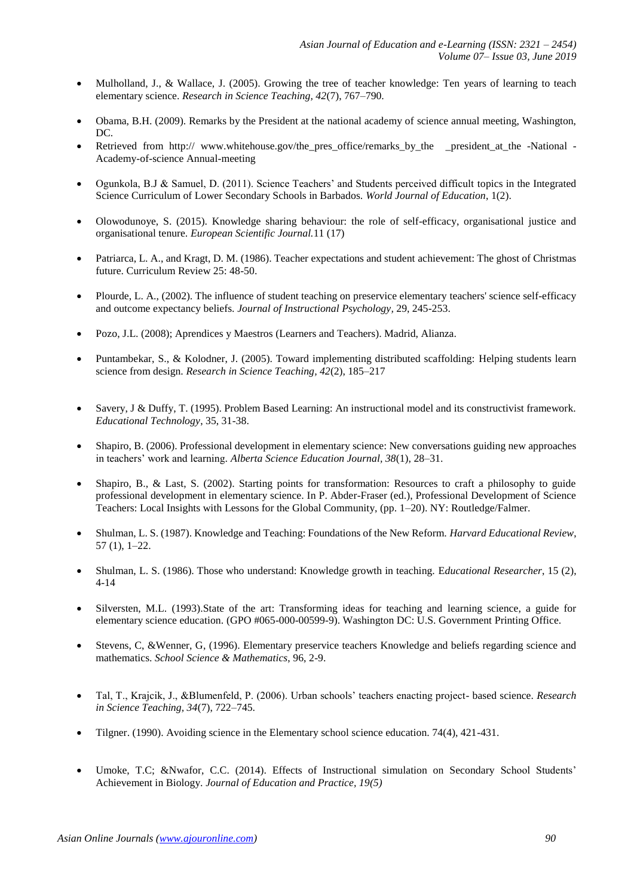- Mulholland, J., & Wallace, J. (2005). Growing the tree of teacher knowledge: Ten years of learning to teach elementary science. *Research in Science Teaching, 42*(7), 767–790.

- Obama, B.H. (2009). Remarks by the President at the national academy of science annual meeting, Washington, DC.
- Retrieved from http:// www.whitehouse.gov/the_pres_office/remarks_by_the _president_at_the -National -Academy-of-science Annual-meeting

- Ogunkola, B.J & Samuel, D. (2011). Science Teachers' and Students perceived difficult topics in the Integrated Science Curriculum of Lower Secondary Schools in Barbados. *World Journal of Education,* 1(2).

- Olowodunoye, S. (2015). Knowledge sharing behaviour: the role of self-efficacy, organisational justice and organisational tenure. *European Scientific Journal.*11 (17)

- Patriarca, L. A., and Kragt, D. M. (1986). Teacher expectations and student achievement: The ghost of Christmas future. Curriculum Review 25: 48-50.

- Plourde, L. A., (2002). The influence of student teaching on preservice elementary teachers' science self-efficacy and outcome expectancy beliefs. *Journal of Instructional Psychology*, 29, 245-253.

- Pozo, J.L. (2008); Aprendices y Maestros (Learners and Teachers). Madrid, Alianza.

- Puntambekar, S., & Kolodner, J. (2005). Toward implementing distributed scaffolding: Helping students learn science from design. *Research in Science Teaching, 42*(2), 185–217

- Savery, J & Duffy, T. (1995). Problem Based Learning: An instructional model and its constructivist framework. *Educational Technology*, 35, 31-38.

- Shapiro, B. (2006). Professional development in elementary science: New conversations guiding new approaches in teachers' work and learning. *Alberta Science Education Journal, 38*(1), 28–31.

- Shapiro, B., & Last, S. (2002). Starting points for transformation: Resources to craft a philosophy to guide professional development in elementary science. In P. Abder-Fraser (ed.), Professional Development of Science Teachers: Local Insights with Lessons for the Global Community, (pp. 1–20). NY: Routledge/Falmer.

- Shulman, L. S. (1987). Knowledge and Teaching: Foundations of the New Reform. *Harvard Educational Review*, 57 (1), 1–22.

- Shulman, L. S. (1986). Those who understand: Knowledge growth in teaching. E*ducational Researcher*, 15 (2), 4-14

- Silversten, M.L. (1993).State of the art: Transforming ideas for teaching and learning science, a guide for elementary science education. (GPO #065-000-00599-9). Washington DC: U.S. Government Printing Office.

- Stevens, C, &Wenner, G, (1996). Elementary preservice teachers Knowledge and beliefs regarding science and mathematics. *School Science & Mathematics*, 96, 2-9.

- Tal, T., Krajcik, J., &Blumenfeld, P. (2006). Urban schools' teachers enacting project- based science. *Research in Science Teaching, 34*(7), 722–745.

- Tilgner. (1990). Avoiding science in the Elementary school science education. 74(4), 421-431.

- Umoke, T.C; &Nwafor, C.C. (2014). Effects of Instructional simulation on Secondary School Students' Achievement in Biology. *Journal of Education and Practice, 19(5)*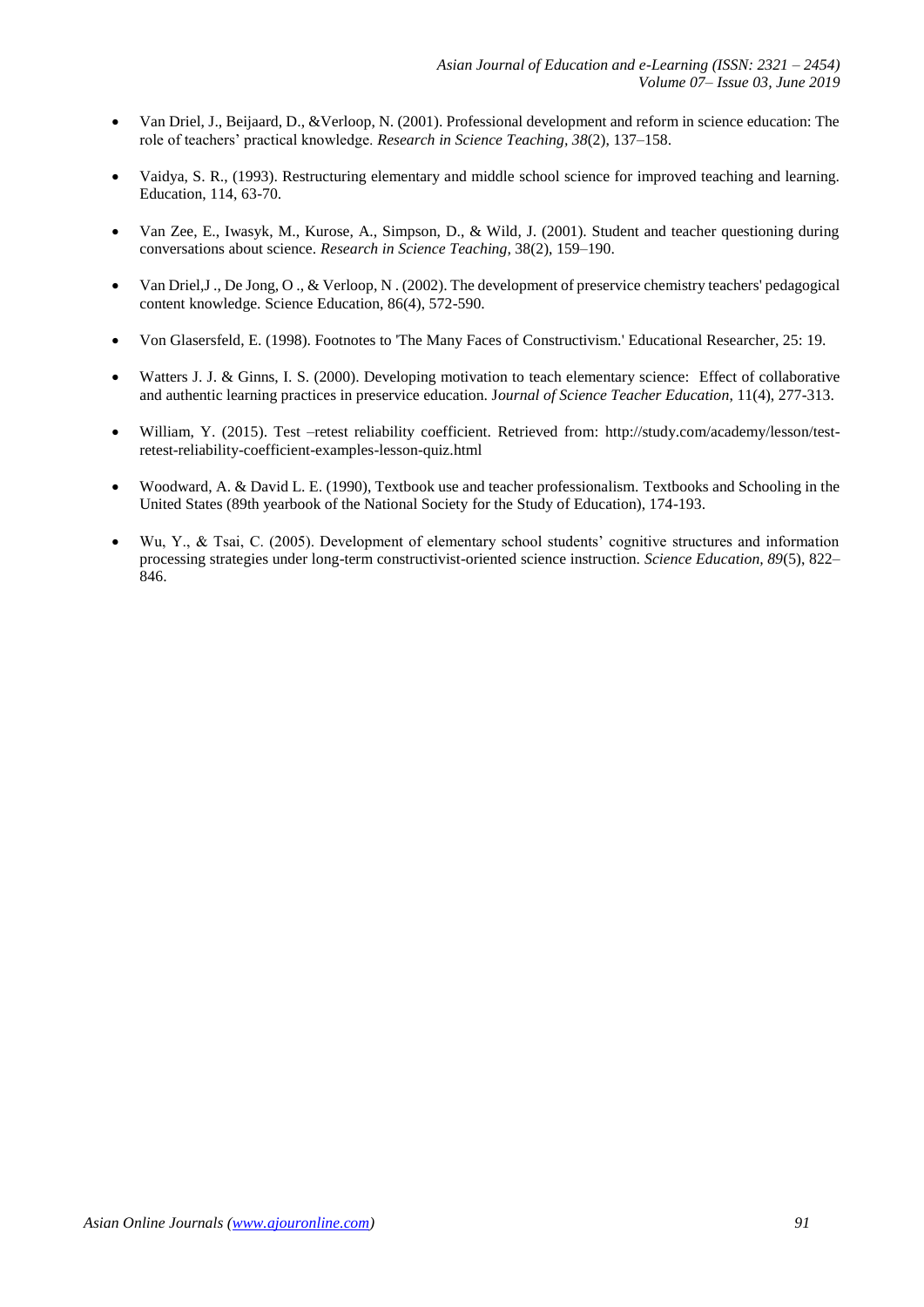- Van Driel, J., Beijaard, D., &Verloop, N. (2001). Professional development and reform in science education: The role of teachers' practical knowledge. *Research in Science Teaching, 38*(2), 137–158.

- Vaidya, S. R., (1993). Restructuring elementary and middle school science for improved teaching and learning. Education, 114, 63-70.

- Van Zee, E., Iwasyk, M., Kurose, A., Simpson, D., & Wild, J. (2001). Student and teacher questioning during conversations about science. *Research in Science Teaching,* 38(2), 159–190.

- Van Driel,J ., De Jong, O ., & Verloop, N . (2002). The development of preservice chemistry teachers' pedagogical content knowledge. Science Education, 86(4), 572-590.

- Von Glasersfeld, E. (1998). Footnotes to 'The Many Faces of Constructivism.' Educational Researcher, 25: 19.

- Watters J. J. & Ginns, I. S. (2000). Developing motivation to teach elementary science: Effect of collaborative and authentic learning practices in preservice education. J*ournal of Science Teacher Education*, 11(4), 277-313.

- William, Y. (2015). Test –retest reliability coefficient. Retrieved from: http://study.com/academy/lesson/test-retest-reliability-coefficient-examples-lesson-quiz.html

- Woodward, A. & David L. E. (1990), Textbook use and teacher professionalism. Textbooks and Schooling in the United States (89th yearbook of the National Society for the Study of Education), 174-193.

- Wu, Y., & Tsai, C. (2005). Development of elementary school students' cognitive structures and information processing strategies under long-term constructivist-oriented science instruction. *Science Education, 89*(5), 822–846.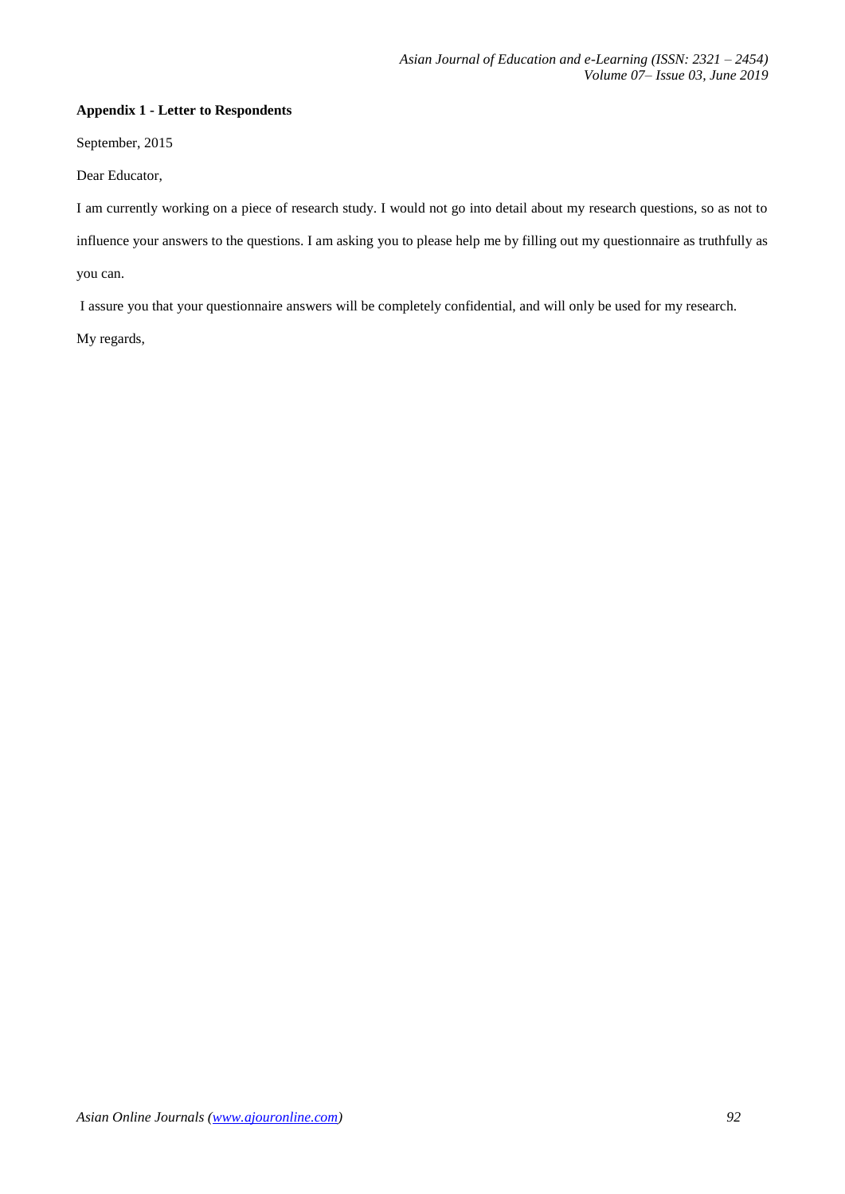**Appendix 1 - Letter to Respondents**

September, 2015

Dear Educator,

I am currently working on a piece of research study. I would not go into detail about my research questions, so as not to influence your answers to the questions. I am asking you to please help me by filling out my questionnaire as truthfully as you can.

I assure you that your questionnaire answers will be completely confidential, and will only be used for my research.

My regards,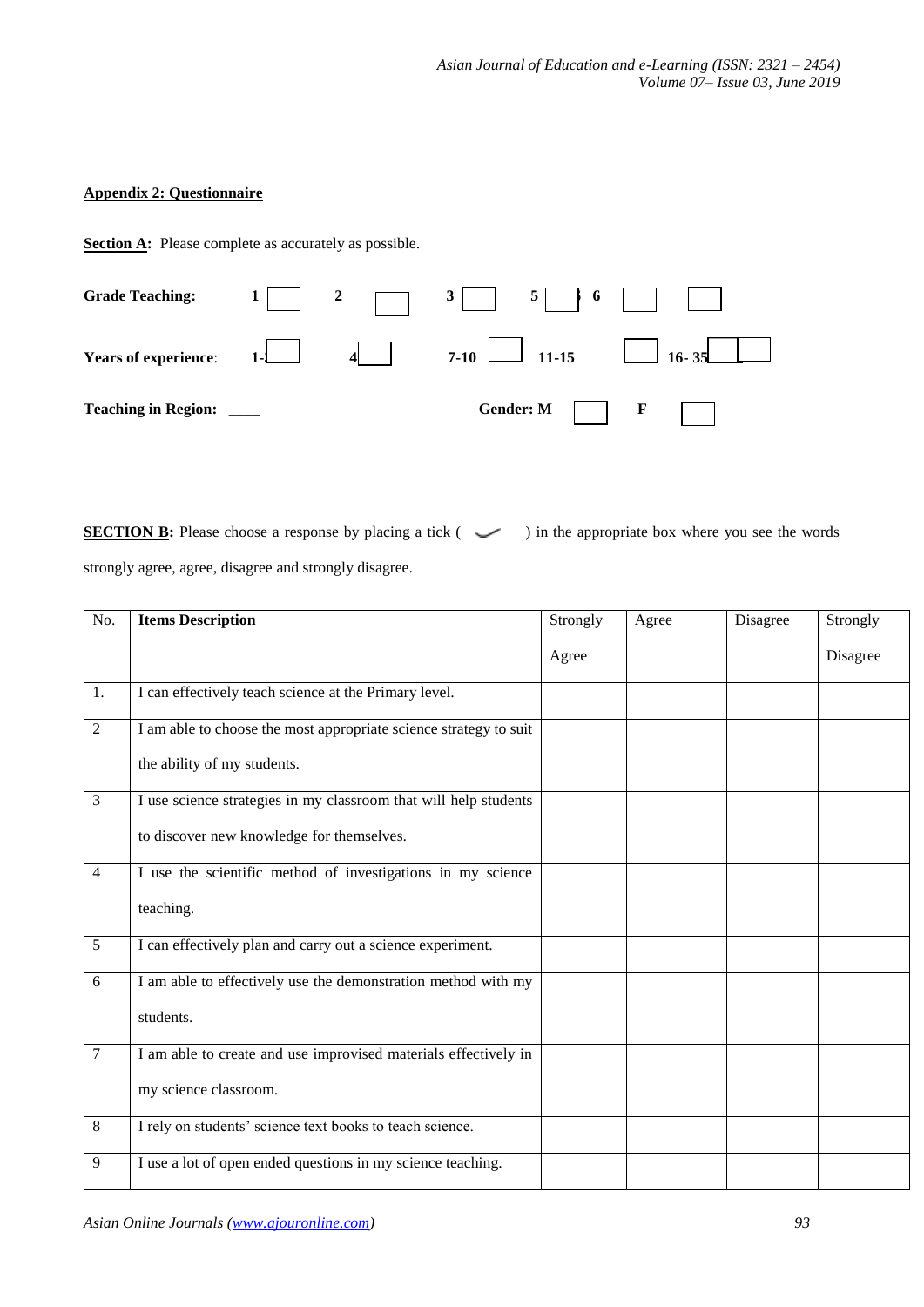**Appendix 2: Questionnaire**

**Section A:** Please complete as accurately as possible.

**Grade Teaching:** **1** ☐ **2** ☐ **3** ☐ **5** ☐ **6** ☐ ☐

**Years of experience**: **1-** ☐ **4** ☐ **7-10** ☐ **11-15** ☐ **16- 35** ☐ ☐

**Teaching in Region:** ____ **Gender: M** ☐ **F** ☐

**SECTION B:** Please choose a response by placing a tick ( ✓ ) in the appropriate box where you see the words strongly agree, agree, disagree and strongly disagree.

| No. | Items Description | Strongly Agree | Agree | Disagree | Strongly Disagree |
|---|---|---|---|---|---|
| 1. | I can effectively teach science at the Primary level. | | | | |
| 2 | I am able to choose the most appropriate science strategy to suit the ability of my students. | | | | |
| 3 | I use science strategies in my classroom that will help students to discover new knowledge for themselves. | | | | |
| 4 | I use the scientific method of investigations in my science teaching. | | | | |
| 5 | I can effectively plan and carry out a science experiment. | | | | |
| 6 | I am able to effectively use the demonstration method with my students. | | | | |
| 7 | I am able to create and use improvised materials effectively in my science classroom. | | | | |
| 8 | I rely on students' science text books to teach science. | | | | |
| 9 | I use a lot of open ended questions in my science teaching. | | | | |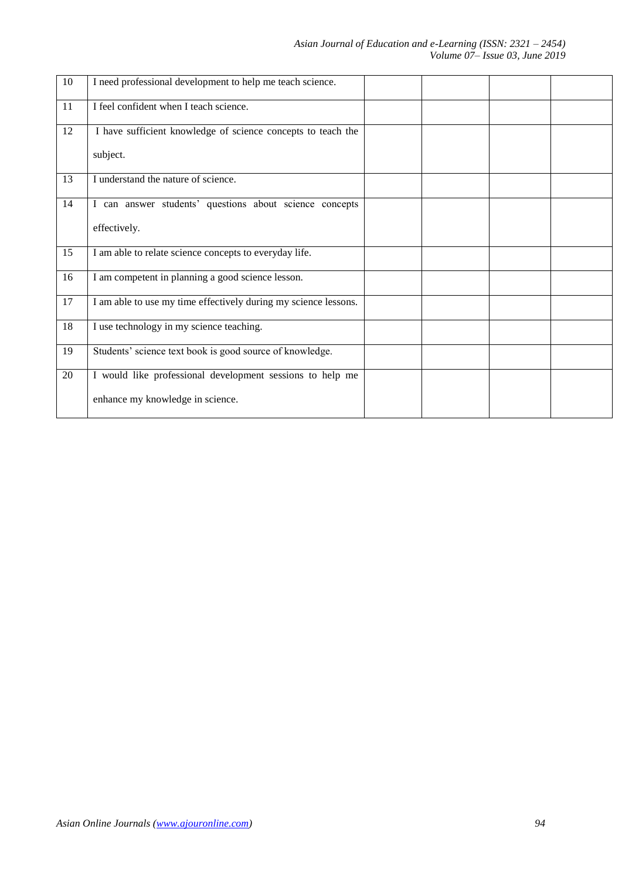| | | | | | |
|---|---|---|---|---|---|
| 10 | I need professional development to help me teach science. | | | | |
| 11 | I feel confident when I teach science. | | | | |
| 12 | I have sufficient knowledge of science concepts to teach the subject. | | | | |
| 13 | I understand the nature of science. | | | | |
| 14 | I can answer students' questions about science concepts effectively. | | | | |
| 15 | I am able to relate science concepts to everyday life. | | | | |
| 16 | I am competent in planning a good science lesson. | | | | |
| 17 | I am able to use my time effectively during my science lessons. | | | | |
| 18 | I use technology in my science teaching. | | | | |
| 19 | Students' science text book is good source of knowledge. | | | | |
| 20 | I would like professional development sessions to help me enhance my knowledge in science. | | | | |